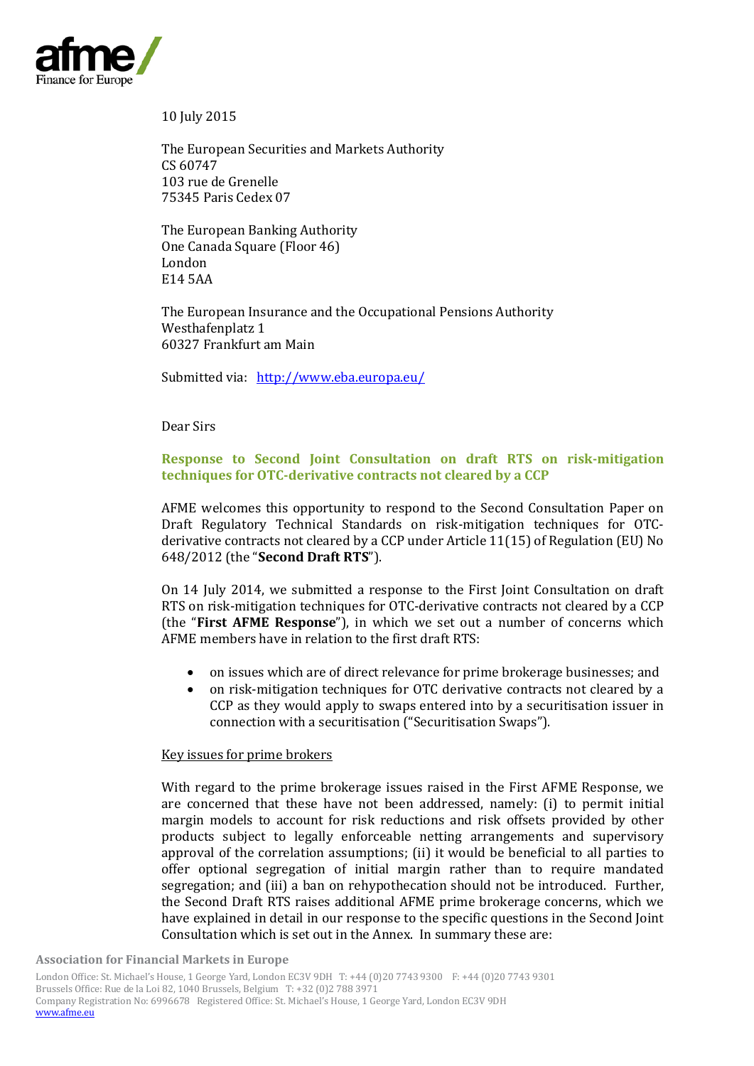10 July 2015

The European Securities and Markets Authority
CS 60747
103 rue de Grenelle
75345 Paris Cedex 07

The European Banking Authority
One Canada Square (Floor 46)
London
E14 5AA

The European Insurance and the Occupational Pensions Authority
Westhafenplatz 1
60327 Frankfurt am Main

Submitted via: http://www.eba.europa.eu/

Dear Sirs

**Response to Second Joint Consultation on draft RTS on risk-mitigation techniques for OTC-derivative contracts not cleared by a CCP**

AFME welcomes this opportunity to respond to the Second Consultation Paper on Draft Regulatory Technical Standards on risk-mitigation techniques for OTC-derivative contracts not cleared by a CCP under Article 11(15) of Regulation (EU) No 648/2012 (the "**Second Draft RTS**").

On 14 July 2014, we submitted a response to the First Joint Consultation on draft RTS on risk-mitigation techniques for OTC-derivative contracts not cleared by a CCP (the "**First AFME Response**"), in which we set out a number of concerns which AFME members have in relation to the first draft RTS:

- on issues which are of direct relevance for prime brokerage businesses; and
- on risk-mitigation techniques for OTC derivative contracts not cleared by a CCP as they would apply to swaps entered into by a securitisation issuer in connection with a securitisation ("Securitisation Swaps").

Key issues for prime brokers

With regard to the prime brokerage issues raised in the First AFME Response, we are concerned that these have not been addressed, namely: (i) to permit initial margin models to account for risk reductions and risk offsets provided by other products subject to legally enforceable netting arrangements and supervisory approval of the correlation assumptions; (ii) it would be beneficial to all parties to offer optional segregation of initial margin rather than to require mandated segregation; and (iii) a ban on rehypothecation should not be introduced. Further, the Second Draft RTS raises additional AFME prime brokerage concerns, which we have explained in detail in our response to the specific questions in the Second Joint Consultation which is set out in the Annex. In summary these are: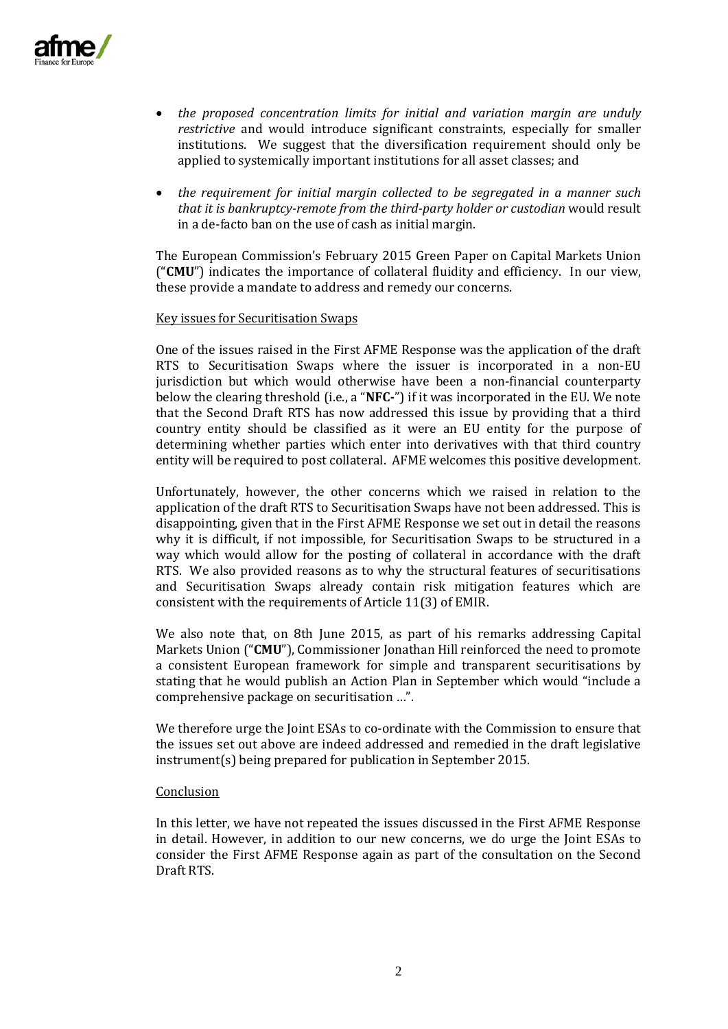- *the proposed concentration limits for initial and variation margin are unduly restrictive* and would introduce significant constraints, especially for smaller institutions. We suggest that the diversification requirement should only be applied to systemically important institutions for all asset classes; and

- *the requirement for initial margin collected to be segregated in a manner such that it is bankruptcy-remote from the third-party holder or custodian* would result in a de-facto ban on the use of cash as initial margin.

The European Commission's February 2015 Green Paper on Capital Markets Union ("**CMU**") indicates the importance of collateral fluidity and efficiency. In our view, these provide a mandate to address and remedy our concerns.

Key issues for Securitisation Swaps

One of the issues raised in the First AFME Response was the application of the draft RTS to Securitisation Swaps where the issuer is incorporated in a non-EU jurisdiction but which would otherwise have been a non-financial counterparty below the clearing threshold (i.e., a "**NFC-**") if it was incorporated in the EU. We note that the Second Draft RTS has now addressed this issue by providing that a third country entity should be classified as it were an EU entity for the purpose of determining whether parties which enter into derivatives with that third country entity will be required to post collateral. AFME welcomes this positive development.

Unfortunately, however, the other concerns which we raised in relation to the application of the draft RTS to Securitisation Swaps have not been addressed. This is disappointing, given that in the First AFME Response we set out in detail the reasons why it is difficult, if not impossible, for Securitisation Swaps to be structured in a way which would allow for the posting of collateral in accordance with the draft RTS. We also provided reasons as to why the structural features of securitisations and Securitisation Swaps already contain risk mitigation features which are consistent with the requirements of Article 11(3) of EMIR.

We also note that, on 8th June 2015, as part of his remarks addressing Capital Markets Union ("**CMU**"), Commissioner Jonathan Hill reinforced the need to promote a consistent European framework for simple and transparent securitisations by stating that he would publish an Action Plan in September which would "include a comprehensive package on securitisation …".

We therefore urge the Joint ESAs to co-ordinate with the Commission to ensure that the issues set out above are indeed addressed and remedied in the draft legislative instrument(s) being prepared for publication in September 2015.

Conclusion

In this letter, we have not repeated the issues discussed in the First AFME Response in detail. However, in addition to our new concerns, we do urge the Joint ESAs to consider the First AFME Response again as part of the consultation on the Second Draft RTS.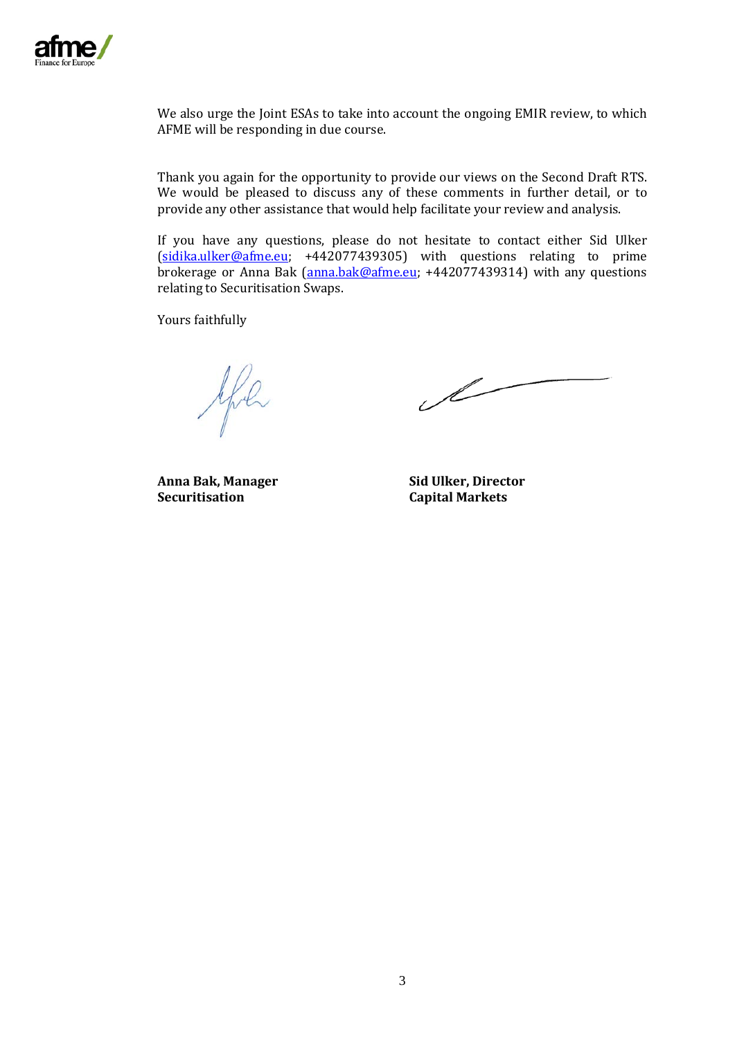We also urge the Joint ESAs to take into account the ongoing EMIR review, to which AFME will be responding in due course.

Thank you again for the opportunity to provide our views on the Second Draft RTS. We would be pleased to discuss any of these comments in further detail, or to provide any other assistance that would help facilitate your review and analysis.

If you have any questions, please do not hesitate to contact either Sid Ulker (sidika.ulker@afme.eu; +442077439305) with questions relating to prime brokerage or Anna Bak (anna.bak@afme.eu; +442077439314) with any questions relating to Securitisation Swaps.

Yours faithfully

**Anna Bak, Manager**
**Securitisation**

**Sid Ulker, Director**
**Capital Markets**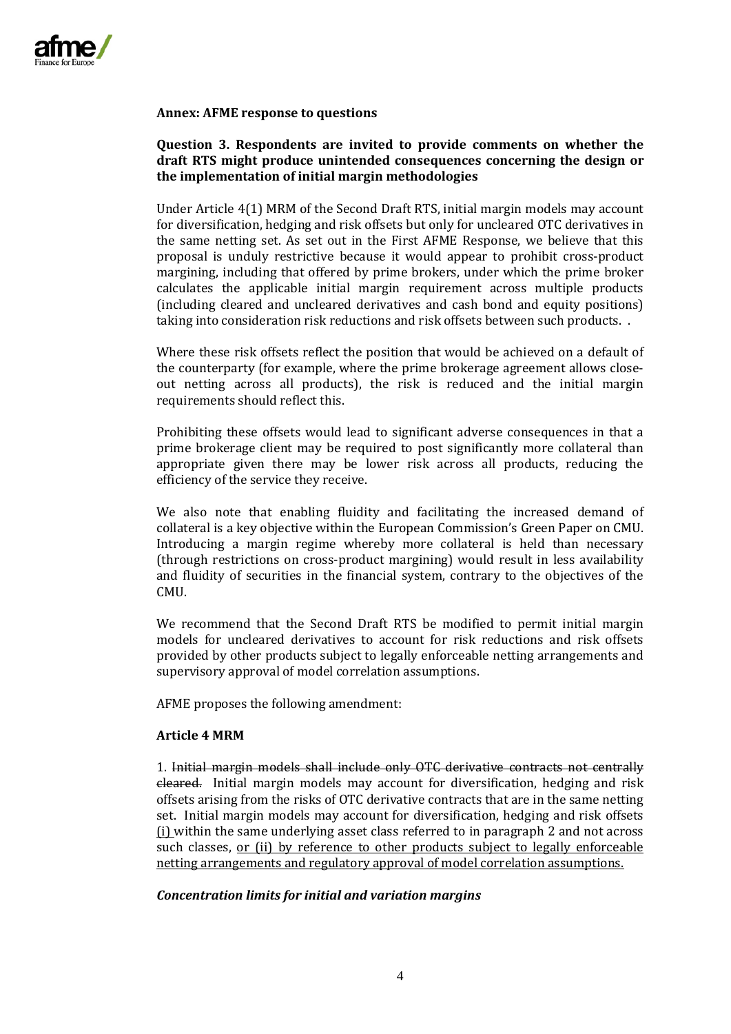**Annex: AFME response to questions**

**Question 3. Respondents are invited to provide comments on whether the draft RTS might produce unintended consequences concerning the design or the implementation of initial margin methodologies**

Under Article 4(1) MRM of the Second Draft RTS, initial margin models may account for diversification, hedging and risk offsets but only for uncleared OTC derivatives in the same netting set. As set out in the First AFME Response, we believe that this proposal is unduly restrictive because it would appear to prohibit cross-product margining, including that offered by prime brokers, under which the prime broker calculates the applicable initial margin requirement across multiple products (including cleared and uncleared derivatives and cash bond and equity positions) taking into consideration risk reductions and risk offsets between such products. .

Where these risk offsets reflect the position that would be achieved on a default of the counterparty (for example, where the prime brokerage agreement allows close-out netting across all products), the risk is reduced and the initial margin requirements should reflect this.

Prohibiting these offsets would lead to significant adverse consequences in that a prime brokerage client may be required to post significantly more collateral than appropriate given there may be lower risk across all products, reducing the efficiency of the service they receive.

We also note that enabling fluidity and facilitating the increased demand of collateral is a key objective within the European Commission's Green Paper on CMU. Introducing a margin regime whereby more collateral is held than necessary (through restrictions on cross-product margining) would result in less availability and fluidity of securities in the financial system, contrary to the objectives of the CMU.

We recommend that the Second Draft RTS be modified to permit initial margin models for uncleared derivatives to account for risk reductions and risk offsets provided by other products subject to legally enforceable netting arrangements and supervisory approval of model correlation assumptions.

AFME proposes the following amendment:

**Article 4 MRM**

1. ~~Initial margin models shall include only OTC derivative contracts not centrally cleared.~~ Initial margin models may account for diversification, hedging and risk offsets arising from the risks of OTC derivative contracts that are in the same netting set. Initial margin models may account for diversification, hedging and risk offsets <u>(i)</u> within the same underlying asset class referred to in paragraph 2 and not across such classes, <u>or (ii) by reference to other products subject to legally enforceable netting arrangements and regulatory approval of model correlation assumptions.</u>

***Concentration limits for initial and variation margins***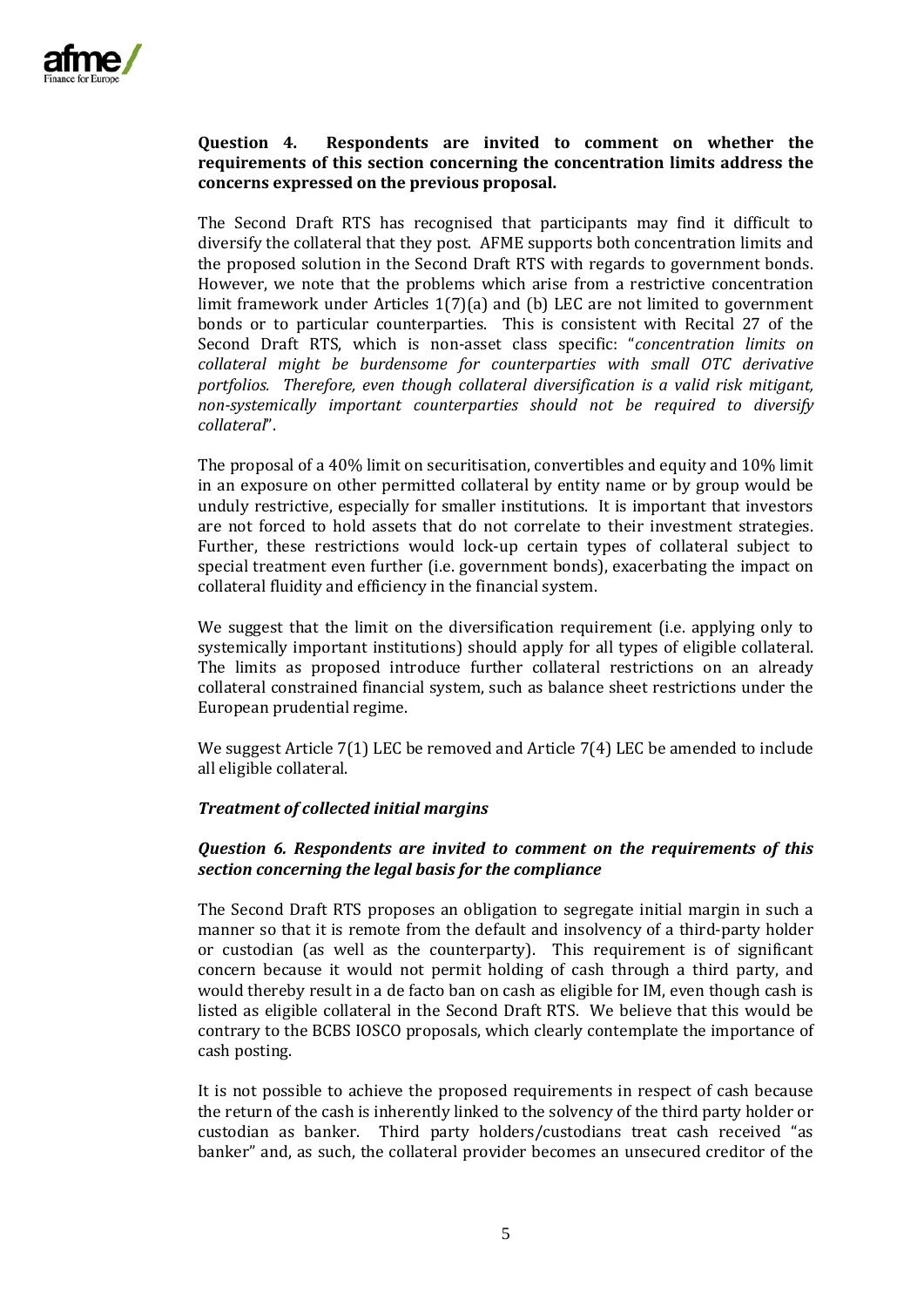**Question 4. Respondents are invited to comment on whether the requirements of this section concerning the concentration limits address the concerns expressed on the previous proposal.**

The Second Draft RTS has recognised that participants may find it difficult to diversify the collateral that they post. AFME supports both concentration limits and the proposed solution in the Second Draft RTS with regards to government bonds. However, we note that the problems which arise from a restrictive concentration limit framework under Articles 1(7)(a) and (b) LEC are not limited to government bonds or to particular counterparties. This is consistent with Recital 27 of the Second Draft RTS, which is non-asset class specific: "*concentration limits on collateral might be burdensome for counterparties with small OTC derivative portfolios. Therefore, even though collateral diversification is a valid risk mitigant, non-systemically important counterparties should not be required to diversify collateral*".

The proposal of a 40% limit on securitisation, convertibles and equity and 10% limit in an exposure on other permitted collateral by entity name or by group would be unduly restrictive, especially for smaller institutions. It is important that investors are not forced to hold assets that do not correlate to their investment strategies. Further, these restrictions would lock-up certain types of collateral subject to special treatment even further (i.e. government bonds), exacerbating the impact on collateral fluidity and efficiency in the financial system.

We suggest that the limit on the diversification requirement (i.e. applying only to systemically important institutions) should apply for all types of eligible collateral. The limits as proposed introduce further collateral restrictions on an already collateral constrained financial system, such as balance sheet restrictions under the European prudential regime.

We suggest Article 7(1) LEC be removed and Article 7(4) LEC be amended to include all eligible collateral.

***Treatment of collected initial margins***

***Question 6. Respondents are invited to comment on the requirements of this section concerning the legal basis for the compliance***

The Second Draft RTS proposes an obligation to segregate initial margin in such a manner so that it is remote from the default and insolvency of a third-party holder or custodian (as well as the counterparty). This requirement is of significant concern because it would not permit holding of cash through a third party, and would thereby result in a de facto ban on cash as eligible for IM, even though cash is listed as eligible collateral in the Second Draft RTS. We believe that this would be contrary to the BCBS IOSCO proposals, which clearly contemplate the importance of cash posting.

It is not possible to achieve the proposed requirements in respect of cash because the return of the cash is inherently linked to the solvency of the third party holder or custodian as banker. Third party holders/custodians treat cash received "as banker" and, as such, the collateral provider becomes an unsecured creditor of the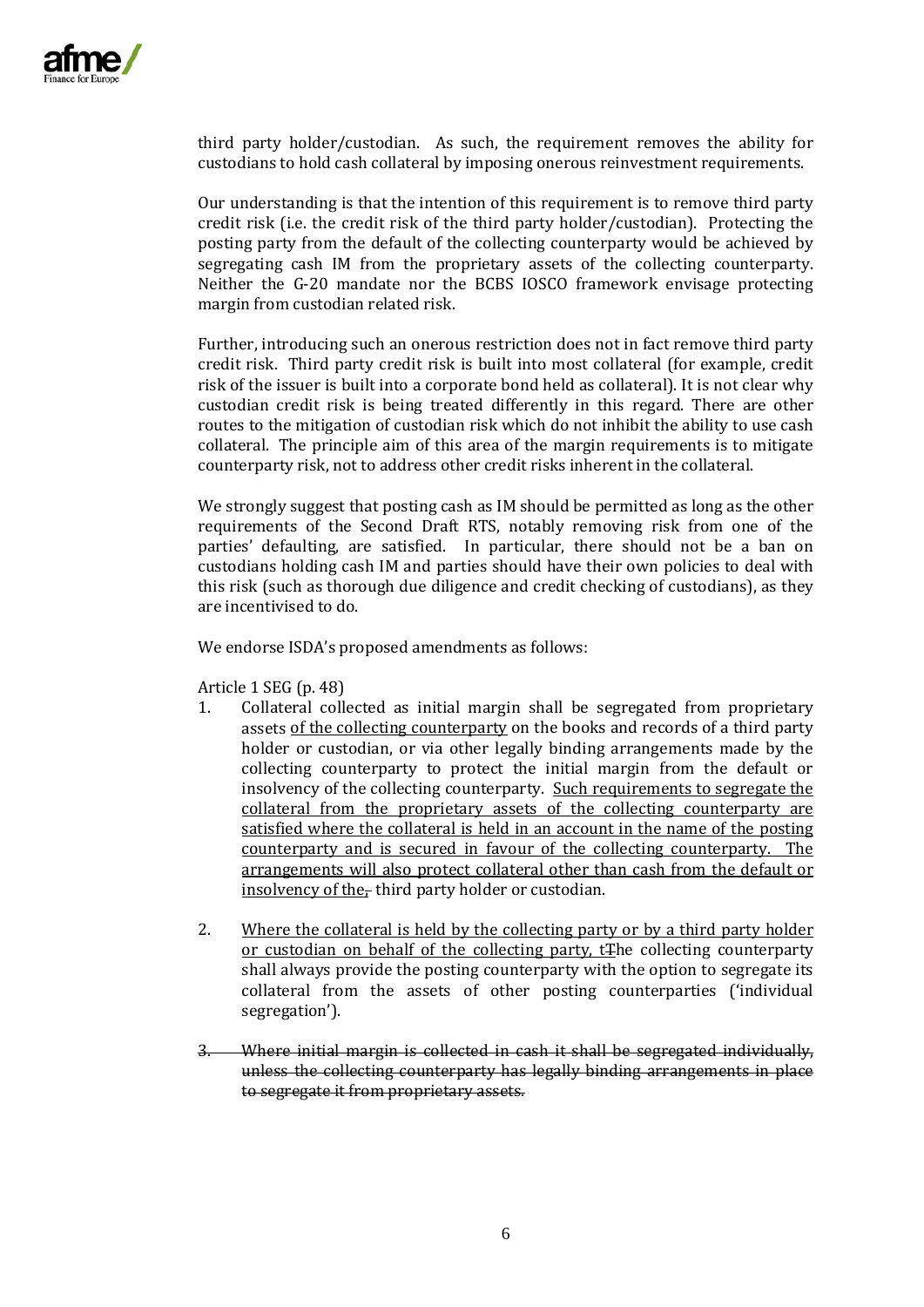third party holder/custodian. As such, the requirement removes the ability for custodians to hold cash collateral by imposing onerous reinvestment requirements.

Our understanding is that the intention of this requirement is to remove third party credit risk (i.e. the credit risk of the third party holder/custodian). Protecting the posting party from the default of the collecting counterparty would be achieved by segregating cash IM from the proprietary assets of the collecting counterparty. Neither the G-20 mandate nor the BCBS IOSCO framework envisage protecting margin from custodian related risk.

Further, introducing such an onerous restriction does not in fact remove third party credit risk. Third party credit risk is built into most collateral (for example, credit risk of the issuer is built into a corporate bond held as collateral). It is not clear why custodian credit risk is being treated differently in this regard. There are other routes to the mitigation of custodian risk which do not inhibit the ability to use cash collateral. The principle aim of this area of the margin requirements is to mitigate counterparty risk, not to address other credit risks inherent in the collateral.

We strongly suggest that posting cash as IM should be permitted as long as the other requirements of the Second Draft RTS, notably removing risk from one of the parties' defaulting, are satisfied. In particular, there should not be a ban on custodians holding cash IM and parties should have their own policies to deal with this risk (such as thorough due diligence and credit checking of custodians), as they are incentivised to do.

We endorse ISDA's proposed amendments as follows:

Article 1 SEG (p. 48)

1. Collateral collected as initial margin shall be segregated from proprietary assets <u>of the collecting counterparty</u> on the books and records of a third party holder or custodian, or via other legally binding arrangements made by the collecting counterparty to protect the initial margin from the default or insolvency of the collecting counterparty. <u>Such requirements to segregate the collateral from the proprietary assets of the collecting counterparty are satisfied where the collateral is held in an account in the name of the posting counterparty and is secured in favour of the collecting counterparty. The arrangements will also protect collateral other than cash from the default or insolvency of the</u>~~,~~ third party holder or custodian.

2. <u>Where the collateral is held by the collecting party or by a third party holder or custodian on behalf of the collecting party, t</u>~~T~~he collecting counterparty shall always provide the posting counterparty with the option to segregate its collateral from the assets of other posting counterparties ('individual segregation').

3. ~~Where initial margin is collected in cash it shall be segregated individually, unless the collecting counterparty has legally binding arrangements in place to segregate it from proprietary assets.~~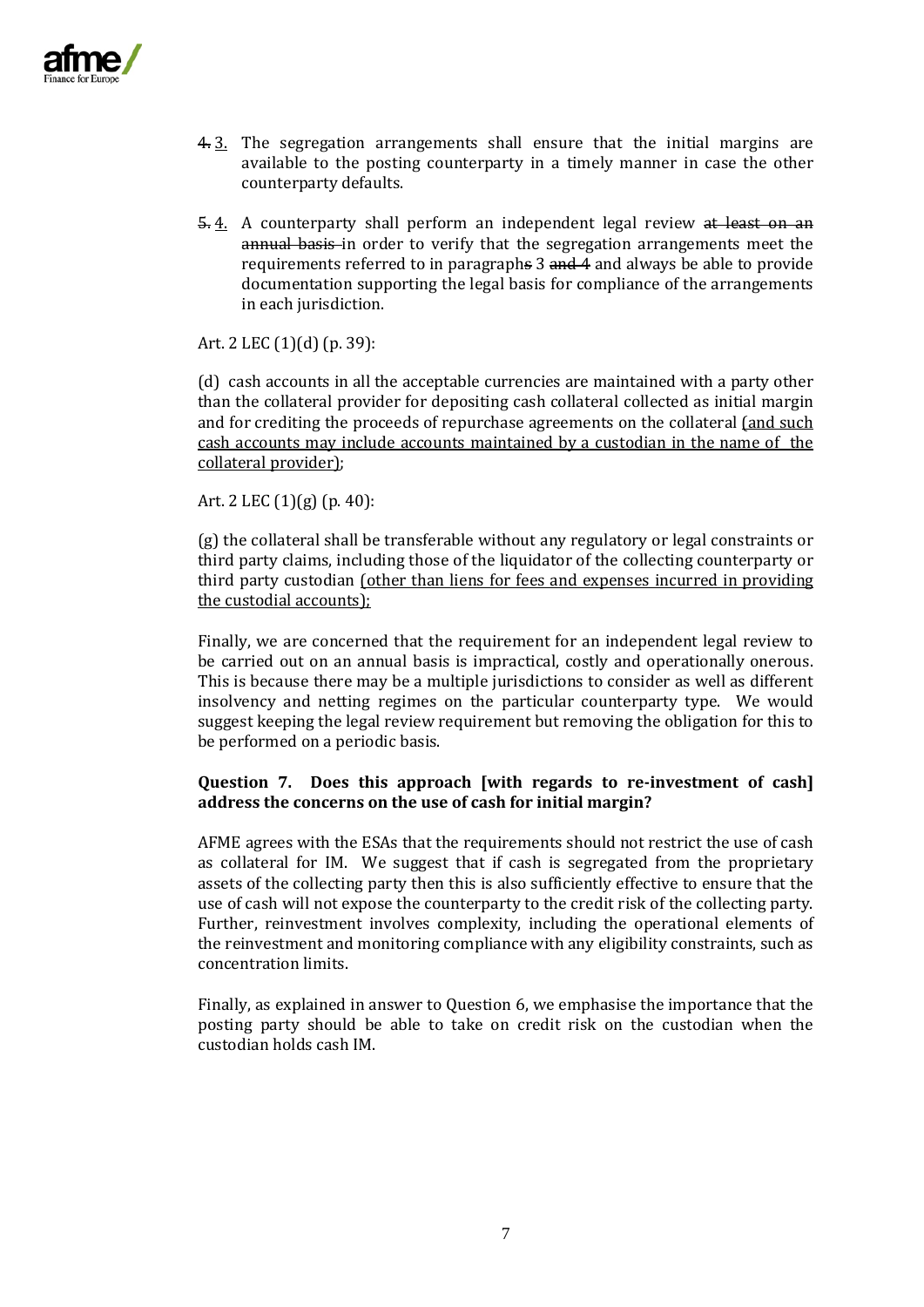~~4.~~ <u>3.</u> The segregation arrangements shall ensure that the initial margins are available to the posting counterparty in a timely manner in case the other counterparty defaults.

~~5.~~ <u>4.</u> A counterparty shall perform an independent legal review ~~at least on an annual basis~~ in order to verify that the segregation arrangements meet the requirements referred to in paragraph~~s~~ 3 ~~and 4~~ and always be able to provide documentation supporting the legal basis for compliance of the arrangements in each jurisdiction.

Art. 2 LEC (1)(d) (p. 39):

(d) cash accounts in all the acceptable currencies are maintained with a party other than the collateral provider for depositing cash collateral collected as initial margin and for crediting the proceeds of repurchase agreements on the collateral <u>(and such cash accounts may include accounts maintained by a custodian in the name of the collateral provider)</u>;

Art. 2 LEC (1)(g) (p. 40):

(g) the collateral shall be transferable without any regulatory or legal constraints or third party claims, including those of the liquidator of the collecting counterparty or third party custodian <u>(other than liens for fees and expenses incurred in providing the custodial accounts)</u>;

Finally, we are concerned that the requirement for an independent legal review to be carried out on an annual basis is impractical, costly and operationally onerous. This is because there may be a multiple jurisdictions to consider as well as different insolvency and netting regimes on the particular counterparty type. We would suggest keeping the legal review requirement but removing the obligation for this to be performed on a periodic basis.

**Question 7. Does this approach [with regards to re-investment of cash] address the concerns on the use of cash for initial margin?**

AFME agrees with the ESAs that the requirements should not restrict the use of cash as collateral for IM. We suggest that if cash is segregated from the proprietary assets of the collecting party then this is also sufficiently effective to ensure that the use of cash will not expose the counterparty to the credit risk of the collecting party. Further, reinvestment involves complexity, including the operational elements of the reinvestment and monitoring compliance with any eligibility constraints, such as concentration limits.

Finally, as explained in answer to Question 6, we emphasise the importance that the posting party should be able to take on credit risk on the custodian when the custodian holds cash IM.